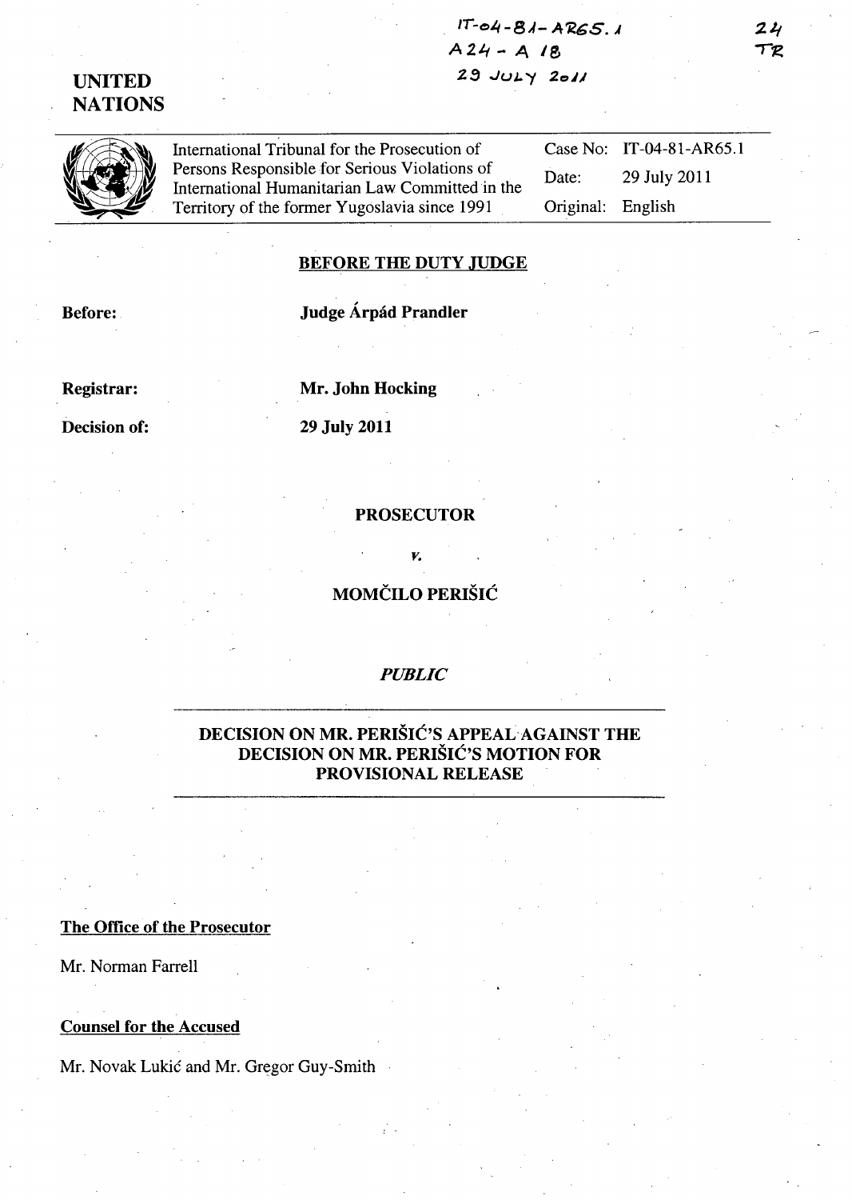IT-04-81-AR65.1
A24 - A 18
29 JULY 2011

24
TR

**UNITED NATIONS**

| International Tribunal for the Prosecution of Persons Responsible for Serious Violations of International Humanitarian Law Committed in the Territory of the former Yugoslavia since 1991 | Case No: | IT-04-81-AR65.1 |
|---|---|---|
| | Date: | 29 July 2011 |
| | Original: | English |

**BEFORE THE DUTY JUDGE**

**Before:** **Judge Árpád Prandler**

**Registrar:** **Mr. John Hocking**

**Decision of:** **29 July 2011**

**PROSECUTOR**

***v.***

**MOMČILO PERIŠIĆ**

***PUBLIC***

**DECISION ON MR. PERIŠIĆ'S APPEAL AGAINST THE DECISION ON MR. PERIŠIĆ'S MOTION FOR PROVISIONAL RELEASE**

**The Office of the Prosecutor**

Mr. Norman Farrell

**Counsel for the Accused**

Mr. Novak Lukić and Mr. Gregor Guy-Smith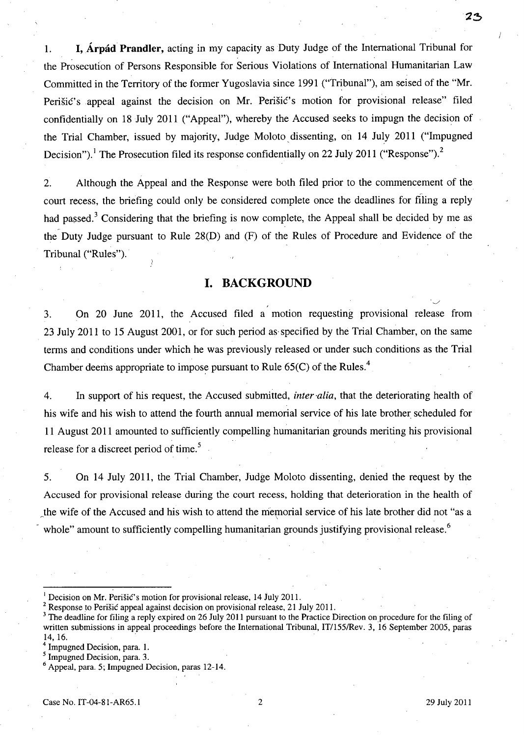1. **I, Árpád Prandler,** acting in my capacity as Duty Judge of the International Tribunal for the Prosecution of Persons Responsible for Serious Violations of International Humanitarian Law Committed in the Territory of the former Yugoslavia since 1991 ("Tribunal"), am seised of the "Mr. Perišić's appeal against the decision on Mr. Perišić's motion for provisional release" filed confidentially on 18 July 2011 ("Appeal"), whereby the Accused seeks to impugn the decision of the Trial Chamber, issued by majority, Judge Moloto dissenting, on 14 July 2011 ("Impugned Decision").[1] The Prosecution filed its response confidentially on 22 July 2011 ("Response").[2]

2. Although the Appeal and the Response were both filed prior to the commencement of the court recess, the briefing could only be considered complete once the deadlines for filing a reply had passed.[3] Considering that the briefing is now complete, the Appeal shall be decided by me as the Duty Judge pursuant to Rule 28(D) and (F) of the Rules of Procedure and Evidence of the Tribunal ("Rules").

# I. BACKGROUND

3. On 20 June 2011, the Accused filed a motion requesting provisional release from 23 July 2011 to 15 August 2001, or for such period as specified by the Trial Chamber, on the same terms and conditions under which he was previously released or under such conditions as the Trial Chamber deems appropriate to impose pursuant to Rule 65(C) of the Rules.[4]

4. In support of his request, the Accused submitted, *inter alia*, that the deteriorating health of his wife and his wish to attend the fourth annual memorial service of his late brother scheduled for 11 August 2011 amounted to sufficiently compelling humanitarian grounds meriting his provisional release for a discreet period of time.[5]

5. On 14 July 2011, the Trial Chamber, Judge Moloto dissenting, denied the request by the Accused for provisional release during the court recess, holding that deterioration in the health of the wife of the Accused and his wish to attend the memorial service of his late brother did not "as a whole" amount to sufficiently compelling humanitarian grounds justifying provisional release.[6]

---

[1] Decision on Mr. Perišić's motion for provisional release, 14 July 2011.

[2] Response to Perišić appeal against decision on provisional release, 21 July 2011.

[3] The deadline for filing a reply expired on 26 July 2011 pursuant to the Practice Direction on procedure for the filing of written submissions in appeal proceedings before the International Tribunal, IT/155/Rev. 3, 16 September 2005, paras 14, 16.

[4] Impugned Decision, para. 1.

[5] Impugned Decision, para. 3.

[6] Appeal, para. 5; Impugned Decision, paras 12-14.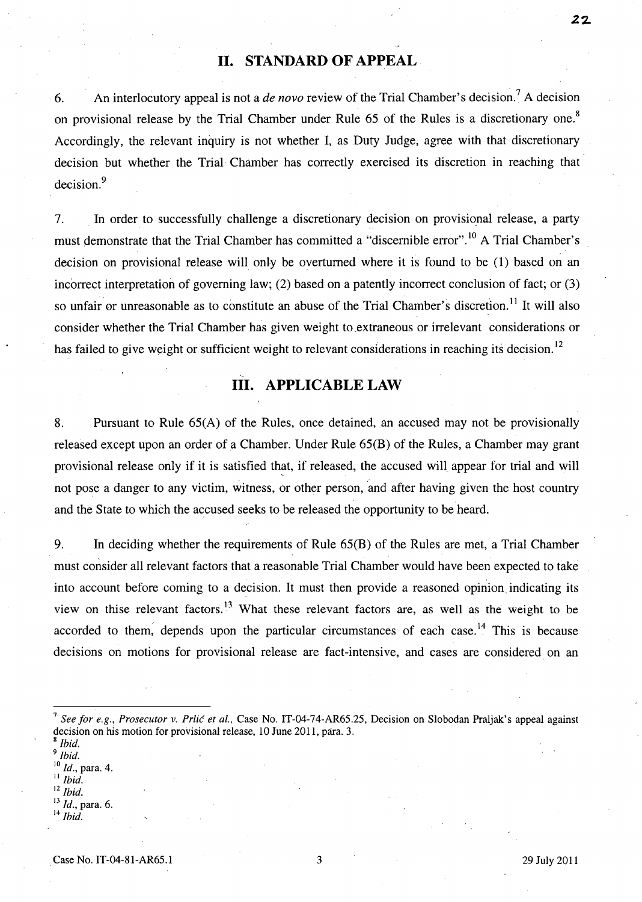## II. STANDARD OF APPEAL

6. An interlocutory appeal is not a *de novo* review of the Trial Chamber's decision.[7] A decision on provisional release by the Trial Chamber under Rule 65 of the Rules is a discretionary one.[8] Accordingly, the relevant inquiry is not whether I, as Duty Judge, agree with that discretionary decision but whether the Trial Chamber has correctly exercised its discretion in reaching that decision.[9]

7. In order to successfully challenge a discretionary decision on provisional release, a party must demonstrate that the Trial Chamber has committed a "discernible error".[10] A Trial Chamber's decision on provisional release will only be overturned where it is found to be (1) based on an incorrect interpretation of governing law; (2) based on a patently incorrect conclusion of fact; or (3) so unfair or unreasonable as to constitute an abuse of the Trial Chamber's discretion.[11] It will also consider whether the Trial Chamber has given weight to extraneous or irrelevant considerations or has failed to give weight or sufficient weight to relevant considerations in reaching its decision.[12]

## III. APPLICABLE LAW

8. Pursuant to Rule 65(A) of the Rules, once detained, an accused may not be provisionally released except upon an order of a Chamber. Under Rule 65(B) of the Rules, a Chamber may grant provisional release only if it is satisfied that, if released, the accused will appear for trial and will not pose a danger to any victim, witness, or other person, and after having given the host country and the State to which the accused seeks to be released the opportunity to be heard.

9. In deciding whether the requirements of Rule 65(B) of the Rules are met, a Trial Chamber must consider all relevant factors that a reasonable Trial Chamber would have been expected to take into account before coming to a decision. It must then provide a reasoned opinion indicating its view on thise relevant factors.[13] What these relevant factors are, as well as the weight to be accorded to them, depends upon the particular circumstances of each case.[14] This is because decisions on motions for provisional release are fact-intensive, and cases are considered on an

---

[7] *See for e.g.*, *Prosecutor v. Prlić et al.*, Case No. IT-04-74-AR65.25, Decision on Slobodan Praljak's appeal against decision on his motion for provisional release, 10 June 2011, para. 3.

[8] *Ibid.*

[9] *Ibid.*

[10] *Id.*, para. 4.

[11] *Ibid.*

[12] *Ibid.*

[13] *Id.*, para. 6.

[14] *Ibid.*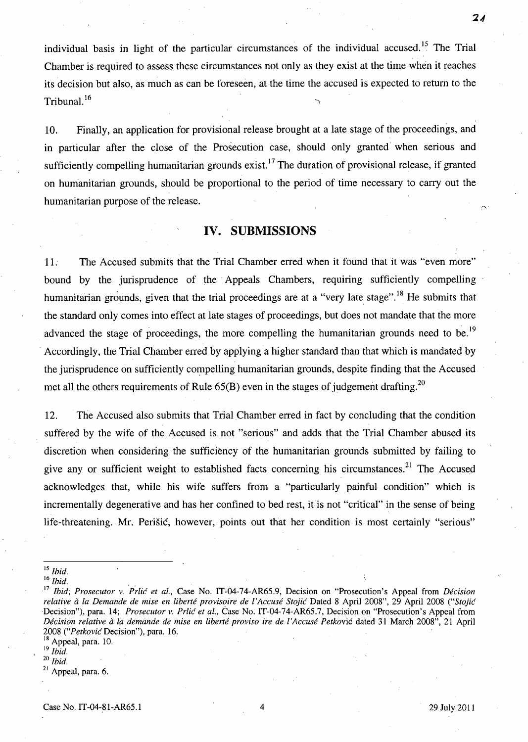individual basis in light of the particular circumstances of the individual accused.[15] The Trial Chamber is required to assess these circumstances not only as they exist at the time when it reaches its decision but also, as much as can be foreseen, at the time the accused is expected to return to the Tribunal.[16]

10. Finally, an application for provisional release brought at a late stage of the proceedings, and in particular after the close of the Prosecution case, should only granted when serious and sufficiently compelling humanitarian grounds exist.[17] The duration of provisional release, if granted on humanitarian grounds, should be proportional to the period of time necessary to carry out the humanitarian purpose of the release.

## IV. SUBMISSIONS

11. The Accused submits that the Trial Chamber erred when it found that it was "even more" bound by the jurisprudence of the Appeals Chambers, requiring sufficiently compelling humanitarian grounds, given that the trial proceedings are at a "very late stage".[18] He submits that the standard only comes into effect at late stages of proceedings, but does not mandate that the more advanced the stage of proceedings, the more compelling the humanitarian grounds need to be.[19] Accordingly, the Trial Chamber erred by applying a higher standard than that which is mandated by the jurisprudence on sufficiently compelling humanitarian grounds, despite finding that the Accused met all the others requirements of Rule 65(B) even in the stages of judgement drafting.[20]

12. The Accused also submits that Trial Chamber erred in fact by concluding that the condition suffered by the wife of the Accused is not "serious" and adds that the Trial Chamber abused its discretion when considering the sufficiency of the humanitarian grounds submitted by failing to give any or sufficient weight to established facts concerning his circumstances.[21] The Accused acknowledges that, while his wife suffers from a "particularly painful condition" which is incrementally degenerative and has her confined to bed rest, it is not "critical" in the sense of being life-threatening. Mr. Perišić, however, points out that her condition is most certainly "serious"

---

[15] *Ibid.*

[16] *Ibid.*

[17] *Ibid*; *Prosecutor v. Prlić et al.*, Case No. IT-04-74-AR65.9, Decision on "Prosecution's Appeal from *Décision relative à la Demande de mise en liberté provisoire de l'Accusé Stojić* Dated 8 April 2008", 29 April 2008 ("*Stojić* Decision"), para. 14; *Prosecutor v. Prlić et al.*, Case No. IT-04-74-AR65.7, Decision on "Prosecution's Appeal from *Décision relative à la demande de mise en liberté proviso ire de l'Accusé Petkov*ić dated 31 March 2008", 21 April 2008 ("*Petković* Decision"), para. 16.

[18] Appeal, para. 10.

[19] *Ibid.*

[20] *Ibid.*

[21] Appeal, para. 6.

Case No. IT-04-81-AR65.1 29 July 2011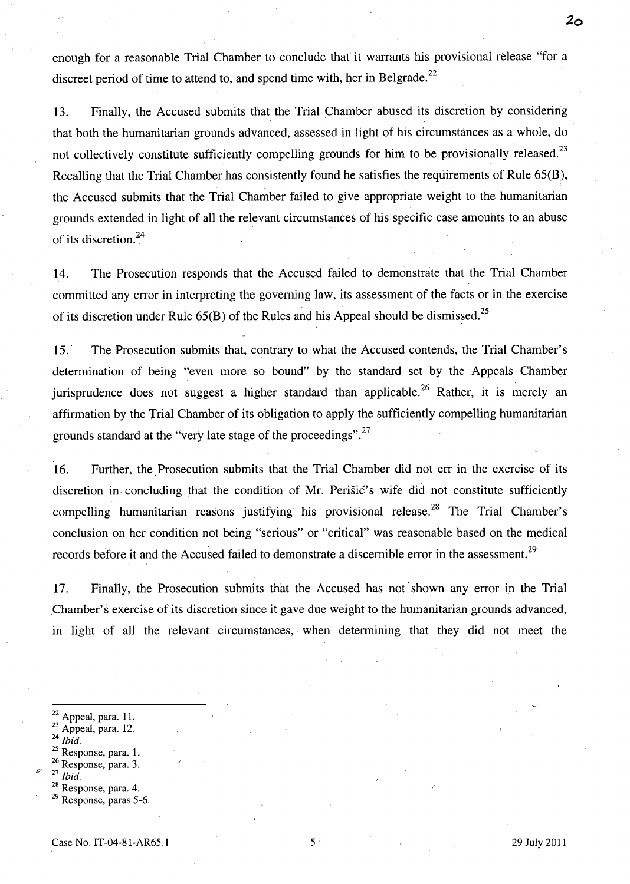enough for a reasonable Trial Chamber to conclude that it warrants his provisional release "for a discreet period of time to attend to, and spend time with, her in Belgrade.[22]

13. Finally, the Accused submits that the Trial Chamber abused its discretion by considering that both the humanitarian grounds advanced, assessed in light of his circumstances as a whole, do not collectively constitute sufficiently compelling grounds for him to be provisionally released.[23] Recalling that the Trial Chamber has consistently found he satisfies the requirements of Rule 65(B), the Accused submits that the Trial Chamber failed to give appropriate weight to the humanitarian grounds extended in light of all the relevant circumstances of his specific case amounts to an abuse of its discretion.[24]

14. The Prosecution responds that the Accused failed to demonstrate that the Trial Chamber committed any error in interpreting the governing law, its assessment of the facts or in the exercise of its discretion under Rule 65(B) of the Rules and his Appeal should be dismissed.[25]

15. The Prosecution submits that, contrary to what the Accused contends, the Trial Chamber's determination of being "even more so bound" by the standard set by the Appeals Chamber jurisprudence does not suggest a higher standard than applicable.[26] Rather, it is merely an affirmation by the Trial Chamber of its obligation to apply the sufficiently compelling humanitarian grounds standard at the "very late stage of the proceedings".[27]

16. Further, the Prosecution submits that the Trial Chamber did not err in the exercise of its discretion in concluding that the condition of Mr. Perišić's wife did not constitute sufficiently compelling humanitarian reasons justifying his provisional release.[28] The Trial Chamber's conclusion on her condition not being "serious" or "critical" was reasonable based on the medical records before it and the Accused failed to demonstrate a discernible error in the assessment.[29]

17. Finally, the Prosecution submits that the Accused has not shown any error in the Trial Chamber's exercise of its discretion since it gave due weight to the humanitarian grounds advanced, in light of all the relevant circumstances, when determining that they did not meet the

---

[22] Appeal, para. 11.
[23] Appeal, para. 12.
[24] *Ibid.*
[25] Response, para. 1.
[26] Response, para. 3.
[27] *Ibid.*
[28] Response, para. 4.
[29] Response, paras 5-6.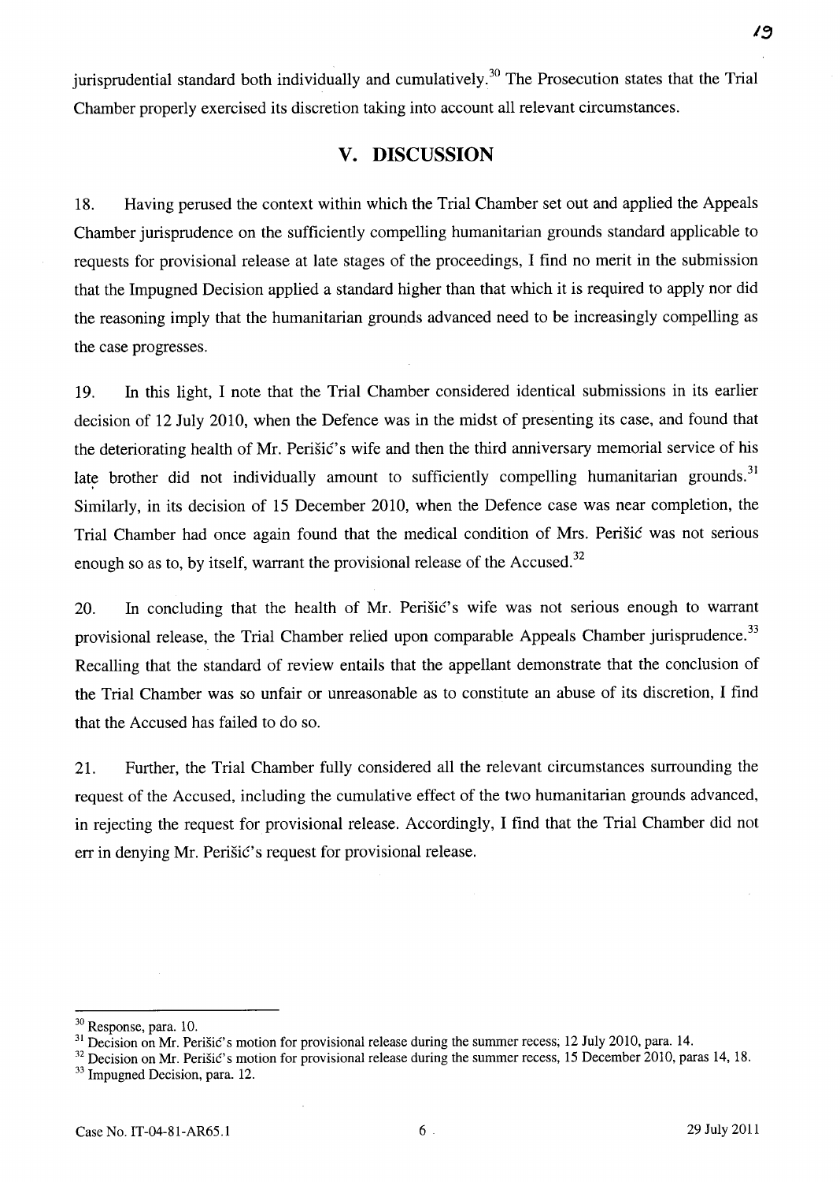jurisprudential standard both individually and cumulatively.[30] The Prosecution states that the Trial Chamber properly exercised its discretion taking into account all relevant circumstances.

## V. DISCUSSION

18. Having perused the context within which the Trial Chamber set out and applied the Appeals Chamber jurisprudence on the sufficiently compelling humanitarian grounds standard applicable to requests for provisional release at late stages of the proceedings, I find no merit in the submission that the Impugned Decision applied a standard higher than that which it is required to apply nor did the reasoning imply that the humanitarian grounds advanced need to be increasingly compelling as the case progresses.

19. In this light, I note that the Trial Chamber considered identical submissions in its earlier decision of 12 July 2010, when the Defence was in the midst of presenting its case, and found that the deteriorating health of Mr. Perišić's wife and then the third anniversary memorial service of his late brother did not individually amount to sufficiently compelling humanitarian grounds.[31] Similarly, in its decision of 15 December 2010, when the Defence case was near completion, the Trial Chamber had once again found that the medical condition of Mrs. Perišić was not serious enough so as to, by itself, warrant the provisional release of the Accused.[32]

20. In concluding that the health of Mr. Perišić's wife was not serious enough to warrant provisional release, the Trial Chamber relied upon comparable Appeals Chamber jurisprudence.[33] Recalling that the standard of review entails that the appellant demonstrate that the conclusion of the Trial Chamber was so unfair or unreasonable as to constitute an abuse of its discretion, I find that the Accused has failed to do so.

21. Further, the Trial Chamber fully considered all the relevant circumstances surrounding the request of the Accused, including the cumulative effect of the two humanitarian grounds advanced, in rejecting the request for provisional release. Accordingly, I find that the Trial Chamber did not err in denying Mr. Perišić's request for provisional release.

---

[30] Response, para. 10.

[31] Decision on Mr. Perišić's motion for provisional release during the summer recess, 12 July 2010, para. 14.

[32] Decision on Mr. Perišić's motion for provisional release during the summer recess, 15 December 2010, paras 14, 18.

[33] Impugned Decision, para. 12.

Case No. IT-04-81-AR65.1 29 July 2011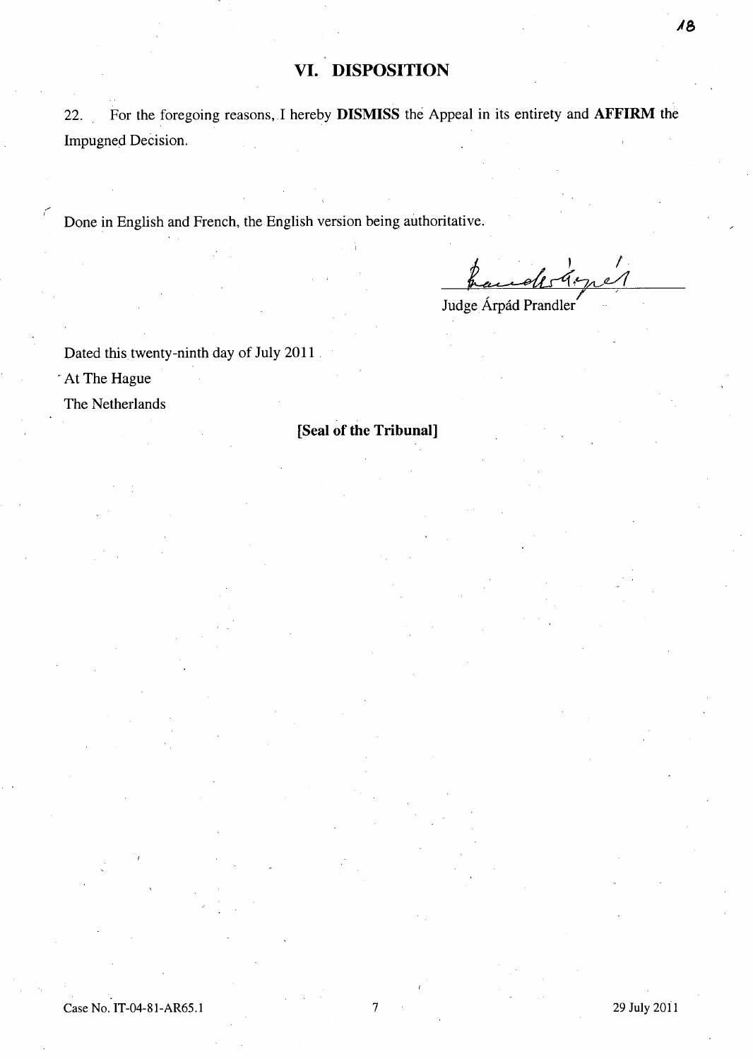## VI. DISPOSITION

22. For the foregoing reasons, I hereby **DISMISS** the Appeal in its entirety and **AFFIRM** the Impugned Decision.

Done in English and French, the English version being authoritative.

Judge Árpád Prandler

Dated this twenty-ninth day of July 2011

At The Hague

The Netherlands

**[Seal of the Tribunal]**